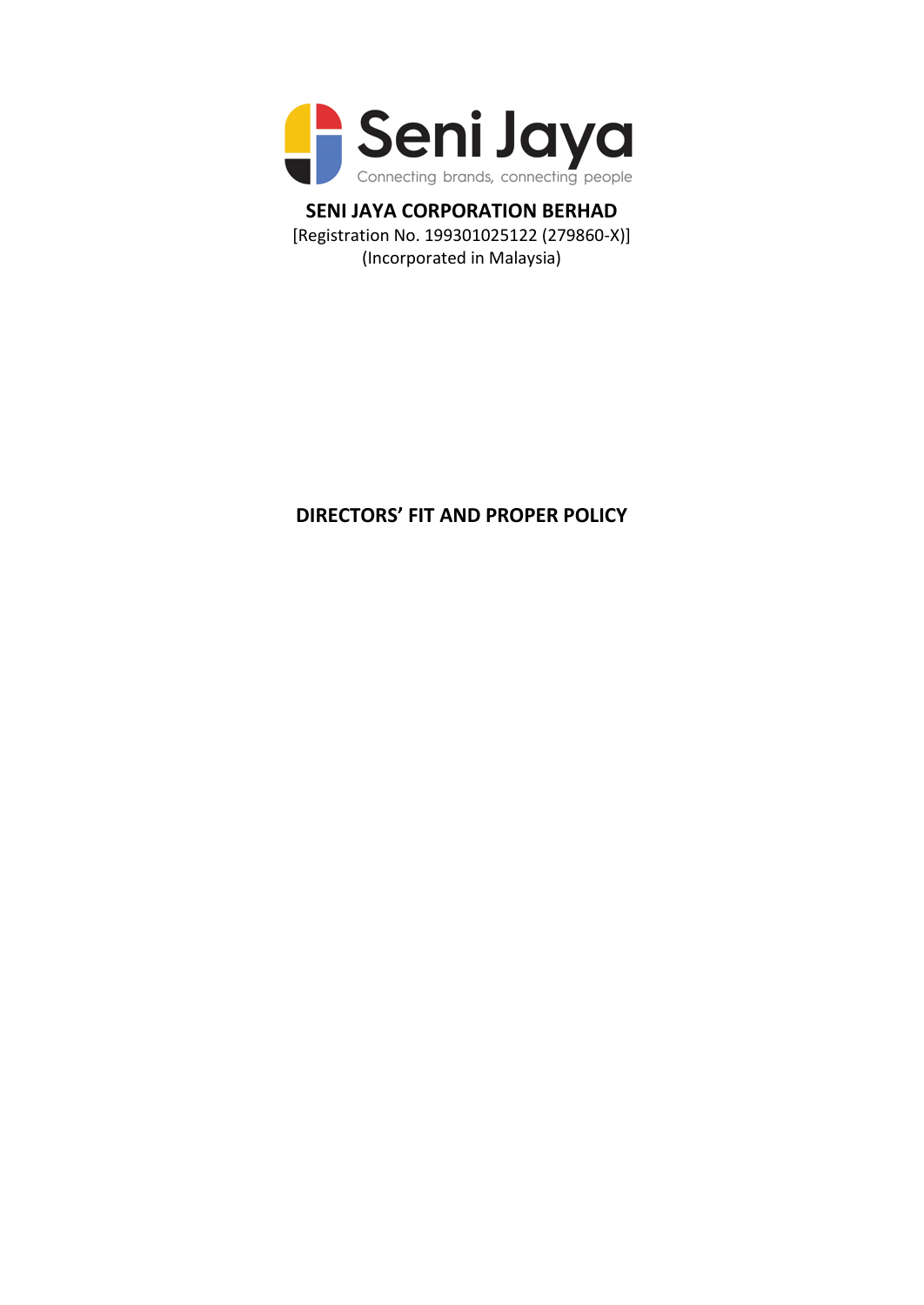Seni Jaya

Connecting brands, connecting people

**SENI JAYA CORPORATION BERHAD**

[Registration No. 199301025122 (279860-X)]

(Incorporated in Malaysia)

# DIRECTORS' FIT AND PROPER POLICY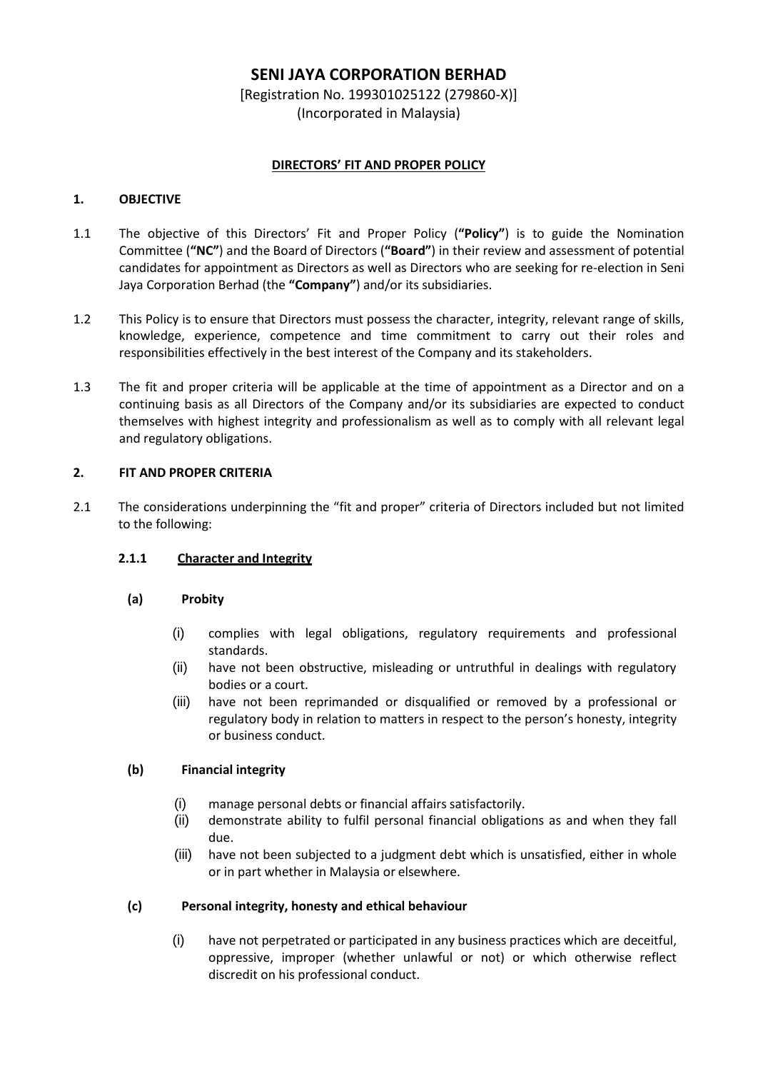# SENI JAYA CORPORATION BERHAD

[Registration No. 199301025122 (279860-X)]
(Incorporated in Malaysia)

**DIRECTORS' FIT AND PROPER POLICY**

## 1. OBJECTIVE

1.1 The objective of this Directors' Fit and Proper Policy (**"Policy"**) is to guide the Nomination Committee (**"NC"**) and the Board of Directors (**"Board"**) in their review and assessment of potential candidates for appointment as Directors as well as Directors who are seeking for re-election in Seni Jaya Corporation Berhad (the **"Company"**) and/or its subsidiaries.

1.2 This Policy is to ensure that Directors must possess the character, integrity, relevant range of skills, knowledge, experience, competence and time commitment to carry out their roles and responsibilities effectively in the best interest of the Company and its stakeholders.

1.3 The fit and proper criteria will be applicable at the time of appointment as a Director and on a continuing basis as all Directors of the Company and/or its subsidiaries are expected to conduct themselves with highest integrity and professionalism as well as to comply with all relevant legal and regulatory obligations.

## 2. FIT AND PROPER CRITERIA

2.1 The considerations underpinning the "fit and proper" criteria of Directors included but not limited to the following:

### 2.1.1 Character and Integrity

**(a) Probity**

(i) complies with legal obligations, regulatory requirements and professional standards.
(ii) have not been obstructive, misleading or untruthful in dealings with regulatory bodies or a court.
(iii) have not been reprimanded or disqualified or removed by a professional or regulatory body in relation to matters in respect to the person's honesty, integrity or business conduct.

**(b) Financial integrity**

(i) manage personal debts or financial affairs satisfactorily.
(ii) demonstrate ability to fulfil personal financial obligations as and when they fall due.
(iii) have not been subjected to a judgment debt which is unsatisfied, either in whole or in part whether in Malaysia or elsewhere.

**(c) Personal integrity, honesty and ethical behaviour**

(i) have not perpetrated or participated in any business practices which are deceitful, oppressive, improper (whether unlawful or not) or which otherwise reflect discredit on his professional conduct.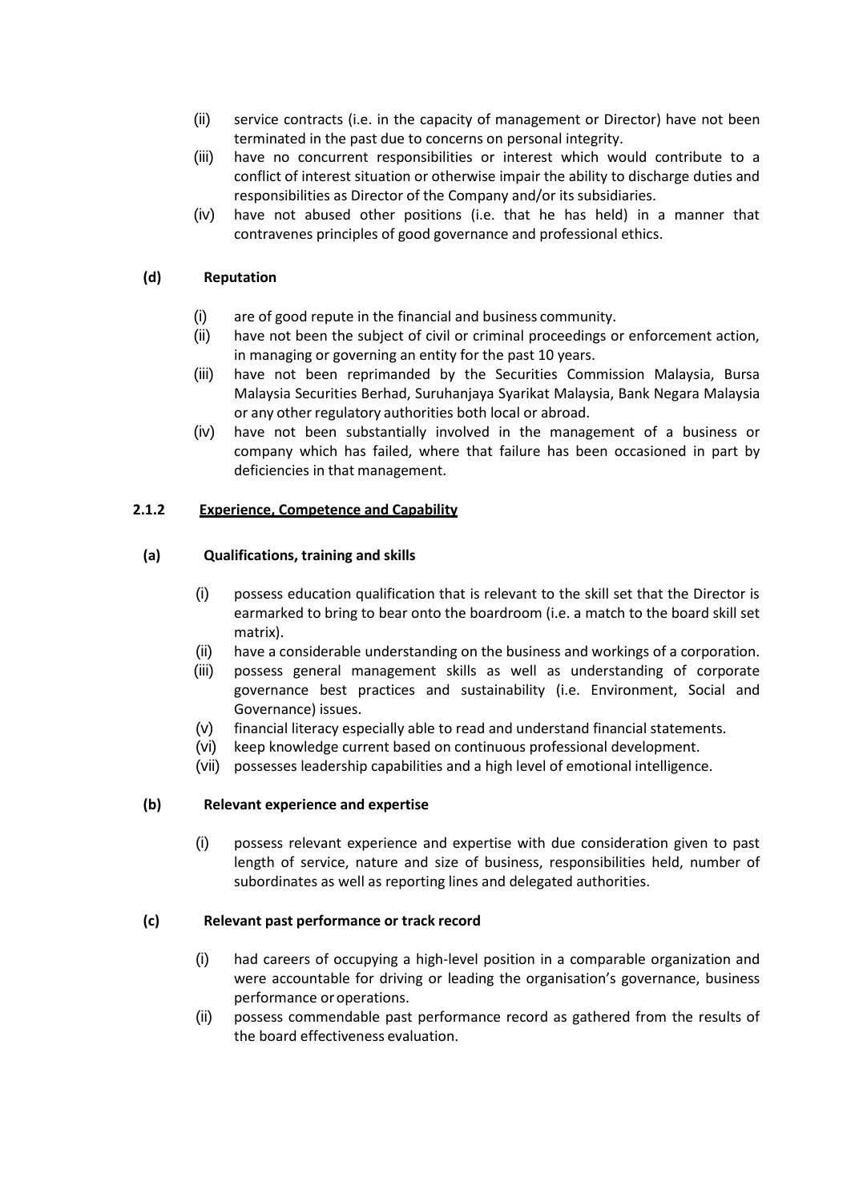(ii) service contracts (i.e. in the capacity of management or Director) have not been terminated in the past due to concerns on personal integrity.

(iii) have no concurrent responsibilities or interest which would contribute to a conflict of interest situation or otherwise impair the ability to discharge duties and responsibilities as Director of the Company and/or its subsidiaries.

(iv) have not abused other positions (i.e. that he has held) in a manner that contravenes principles of good governance and professional ethics.

**(d) Reputation**

(i) are of good repute in the financial and business community.

(ii) have not been the subject of civil or criminal proceedings or enforcement action, in managing or governing an entity for the past 10 years.

(iii) have not been reprimanded by the Securities Commission Malaysia, Bursa Malaysia Securities Berhad, Suruhanjaya Syarikat Malaysia, Bank Negara Malaysia or any other regulatory authorities both local or abroad.

(iv) have not been substantially involved in the management of a business or company which has failed, where that failure has been occasioned in part by deficiencies in that management.

**2.1.2 <u>Experience, Competence and Capability</u>**

**(a) Qualifications, training and skills**

(i) possess education qualification that is relevant to the skill set that the Director is earmarked to bring to bear onto the boardroom (i.e. a match to the board skill set matrix).

(ii) have a considerable understanding on the business and workings of a corporation.

(iii) possess general management skills as well as understanding of corporate governance best practices and sustainability (i.e. Environment, Social and Governance) issues.

(v) financial literacy especially able to read and understand financial statements.

(vi) keep knowledge current based on continuous professional development.

(vii) possesses leadership capabilities and a high level of emotional intelligence.

**(b) Relevant experience and expertise**

(i) possess relevant experience and expertise with due consideration given to past length of service, nature and size of business, responsibilities held, number of subordinates as well as reporting lines and delegated authorities.

**(c) Relevant past performance or track record**

(i) had careers of occupying a high-level position in a comparable organization and were accountable for driving or leading the organisation's governance, business performance or operations.

(ii) possess commendable past performance record as gathered from the results of the board effectiveness evaluation.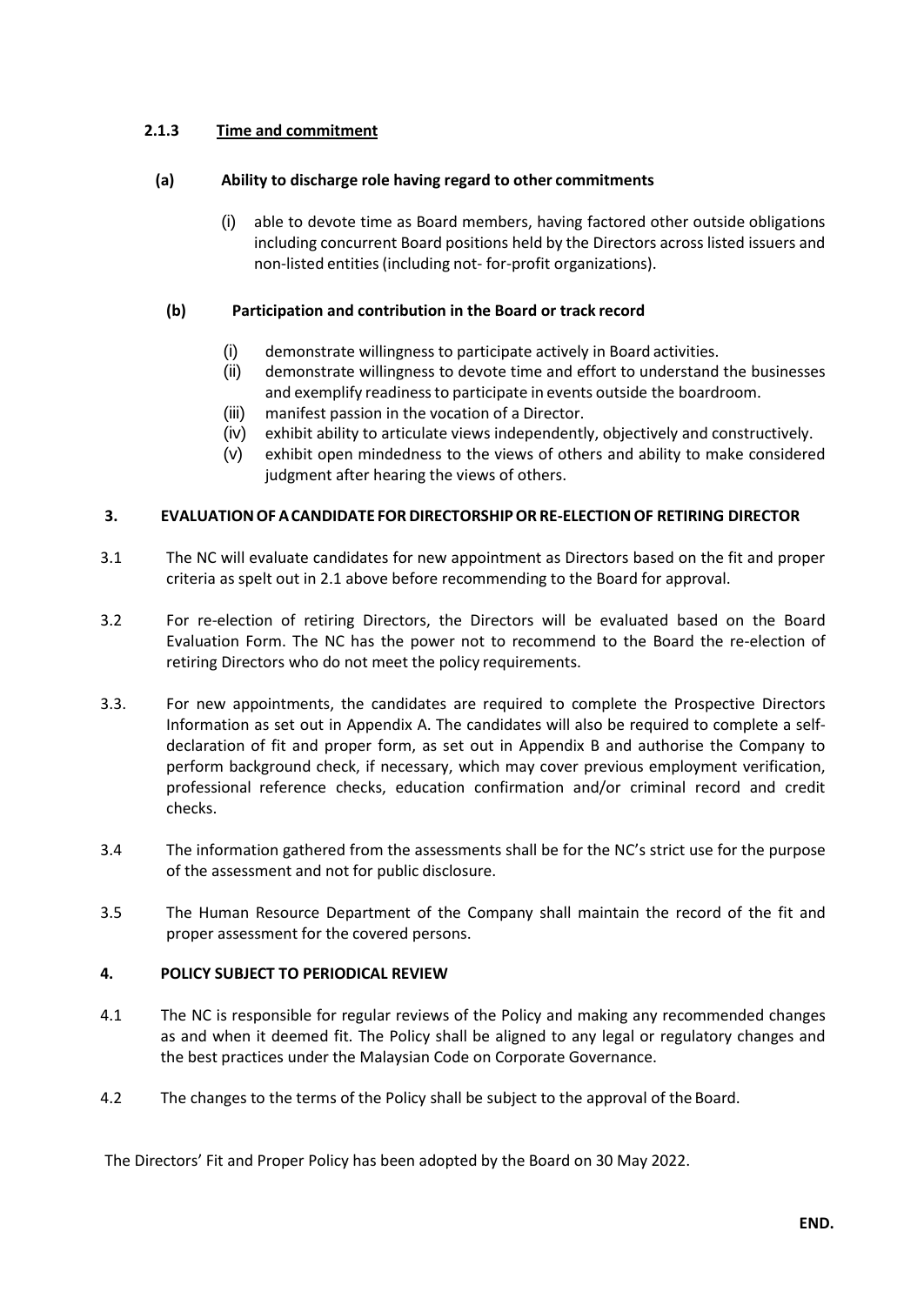#### 2.1.3 Time and commitment

**(a) Ability to discharge role having regard to other commitments**

(i) able to devote time as Board members, having factored other outside obligations including concurrent Board positions held by the Directors across listed issuers and non-listed entities (including not- for-profit organizations).

**(b) Participation and contribution in the Board or track record**

(i) demonstrate willingness to participate actively in Board activities.
(ii) demonstrate willingness to devote time and effort to understand the businesses and exemplify readiness to participate in events outside the boardroom.
(iii) manifest passion in the vocation of a Director.
(iv) exhibit ability to articulate views independently, objectively and constructively.
(v) exhibit open mindedness to the views of others and ability to make considered judgment after hearing the views of others.

## 3. EVALUATION OF A CANDIDATE FOR DIRECTORSHIP OR RE-ELECTION OF RETIRING DIRECTOR

3.1 The NC will evaluate candidates for new appointment as Directors based on the fit and proper criteria as spelt out in 2.1 above before recommending to the Board for approval.

3.2 For re-election of retiring Directors, the Directors will be evaluated based on the Board Evaluation Form. The NC has the power not to recommend to the Board the re-election of retiring Directors who do not meet the policy requirements.

3.3. For new appointments, the candidates are required to complete the Prospective Directors Information as set out in Appendix A. The candidates will also be required to complete a self-declaration of fit and proper form, as set out in Appendix B and authorise the Company to perform background check, if necessary, which may cover previous employment verification, professional reference checks, education confirmation and/or criminal record and credit checks.

3.4 The information gathered from the assessments shall be for the NC's strict use for the purpose of the assessment and not for public disclosure.

3.5 The Human Resource Department of the Company shall maintain the record of the fit and proper assessment for the covered persons.

## 4. POLICY SUBJECT TO PERIODICAL REVIEW

4.1 The NC is responsible for regular reviews of the Policy and making any recommended changes as and when it deemed fit. The Policy shall be aligned to any legal or regulatory changes and the best practices under the Malaysian Code on Corporate Governance.

4.2 The changes to the terms of the Policy shall be subject to the approval of the Board.

The Directors' Fit and Proper Policy has been adopted by the Board on 30 May 2022.

**END.**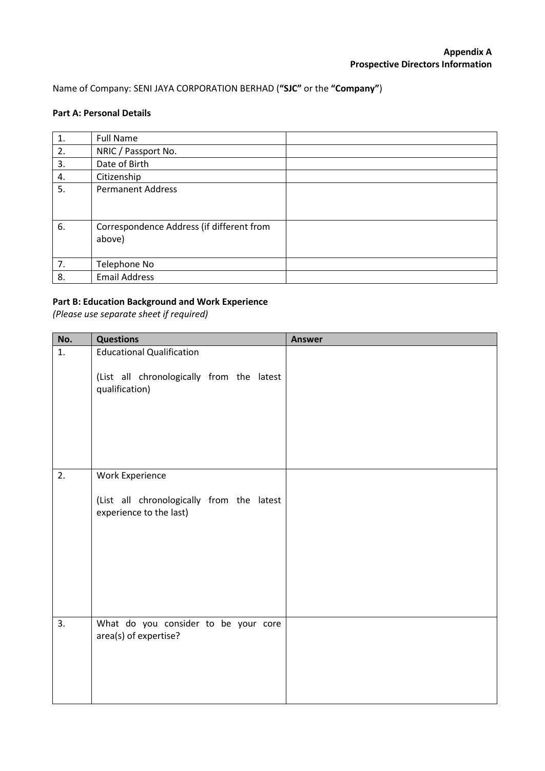**Appendix A**
**Prospective Directors Information**

Name of Company: SENI JAYA CORPORATION BERHAD (**"SJC"** or the **"Company"**)

**Part A: Personal Details**

| | | |
|---|---|---|
| 1. | Full Name | |
| 2. | NRIC / Passport No. | |
| 3. | Date of Birth | |
| 4. | Citizenship | |
| 5. | Permanent Address | |
| 6. | Correspondence Address (if different from above) | |
| 7. | Telephone No | |
| 8. | Email Address | |

**Part B: Education Background and Work Experience**
*(Please use separate sheet if required)*

| No. | Questions | Answer |
|---|---|---|
| 1. | Educational Qualification<br><br>(List all chronologically from the latest qualification) | |
| 2. | Work Experience<br><br>(List all chronologically from the latest experience to the last) | |
| 3. | What do you consider to be your core area(s) of expertise? | |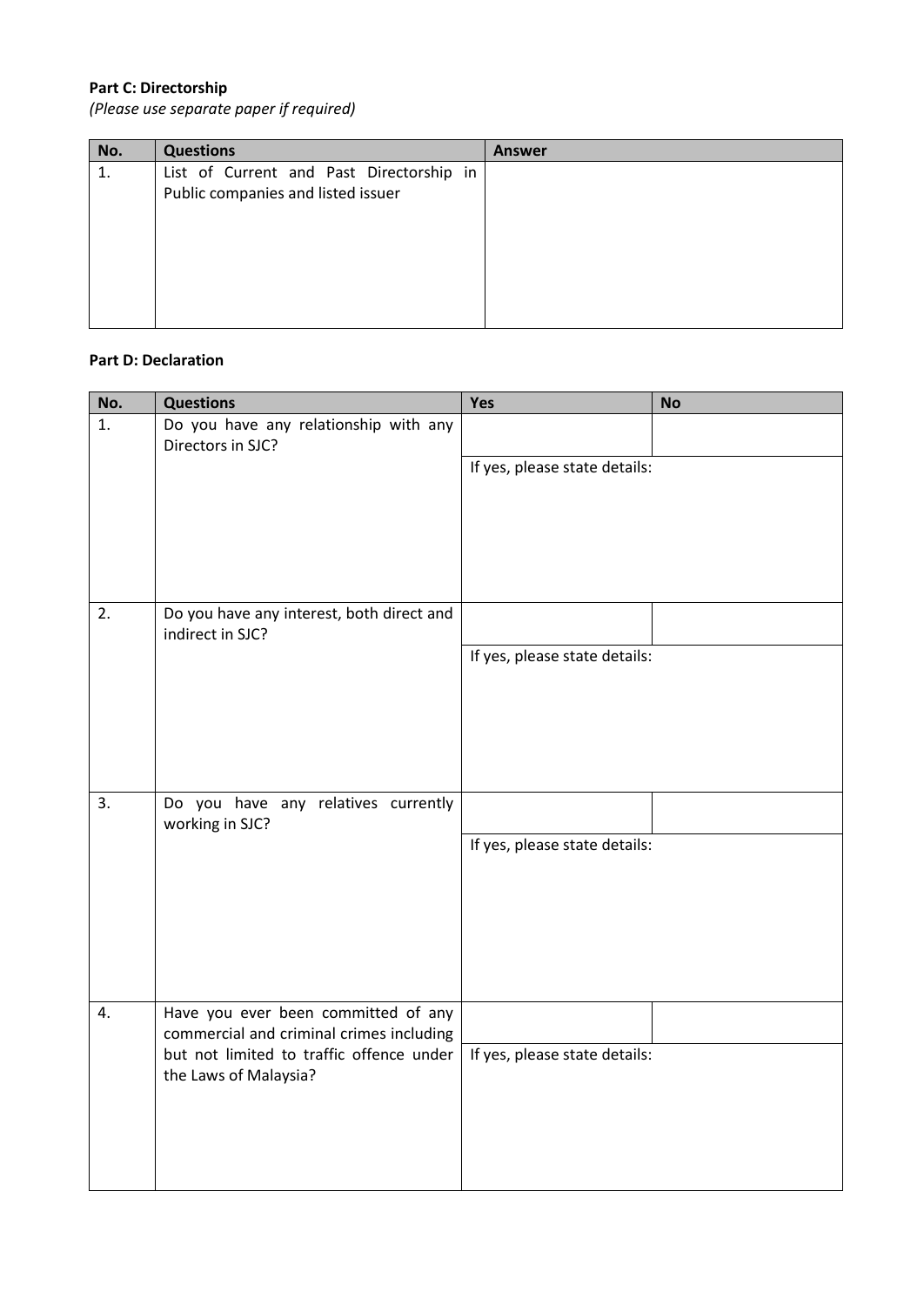**Part C: Directorship**

*(Please use separate paper if required)*

| No. | Questions | Answer |
|---|---|---|
| 1. | List of Current and Past Directorship in Public companies and listed issuer | |

**Part D: Declaration**

| No. | Questions | Yes | No |
|---|---|---|---|
| 1. | Do you have any relationship with any Directors in SJC? | | |
| | | If yes, please state details: | |
| 2. | Do you have any interest, both direct and indirect in SJC? | | |
| | | If yes, please state details: | |
| 3. | Do you have any relatives currently working in SJC? | | |
| | | If yes, please state details: | |
| 4. | Have you ever been committed of any commercial and criminal crimes including but not limited to traffic offence under the Laws of Malaysia? | | |
| | | If yes, please state details: | |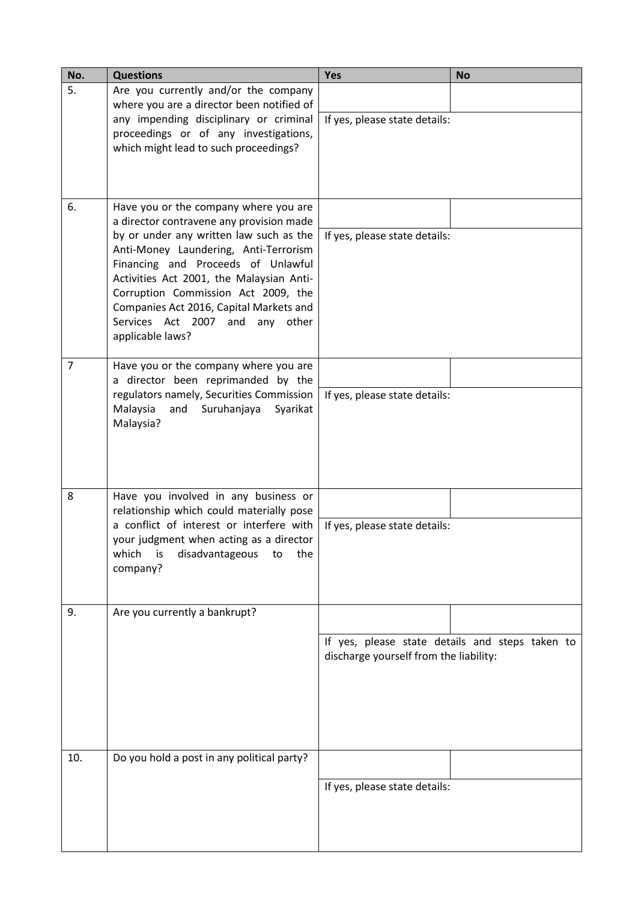| No. | Questions | Yes | No |
|---|---|---|---|
| 5. | Are you currently and/or the company where you are a director been notified of any impending disciplinary or criminal proceedings or of any investigations, which might lead to such proceedings? | | |
| | | If yes, please state details: | |
| 6. | Have you or the company where you are a director contravene any provision made by or under any written law such as the Anti-Money Laundering, Anti-Terrorism Financing and Proceeds of Unlawful Activities Act 2001, the Malaysian Anti-Corruption Commission Act 2009, the Companies Act 2016, Capital Markets and Services Act 2007 and any other applicable laws? | | |
| | | If yes, please state details: | |
| 7 | Have you or the company where you are a director been reprimanded by the regulators namely, Securities Commission Malaysia and Suruhanjaya Syarikat Malaysia? | | |
| | | If yes, please state details: | |
| 8 | Have you involved in any business or relationship which could materially pose a conflict of interest or interfere with your judgment when acting as a director which is disadvantageous to the company? | | |
| | | If yes, please state details: | |
| 9. | Are you currently a bankrupt? | | |
| | | If yes, please state details and steps taken to discharge yourself from the liability: | |
| 10. | Do you hold a post in any political party? | | |
| | | If yes, please state details: | |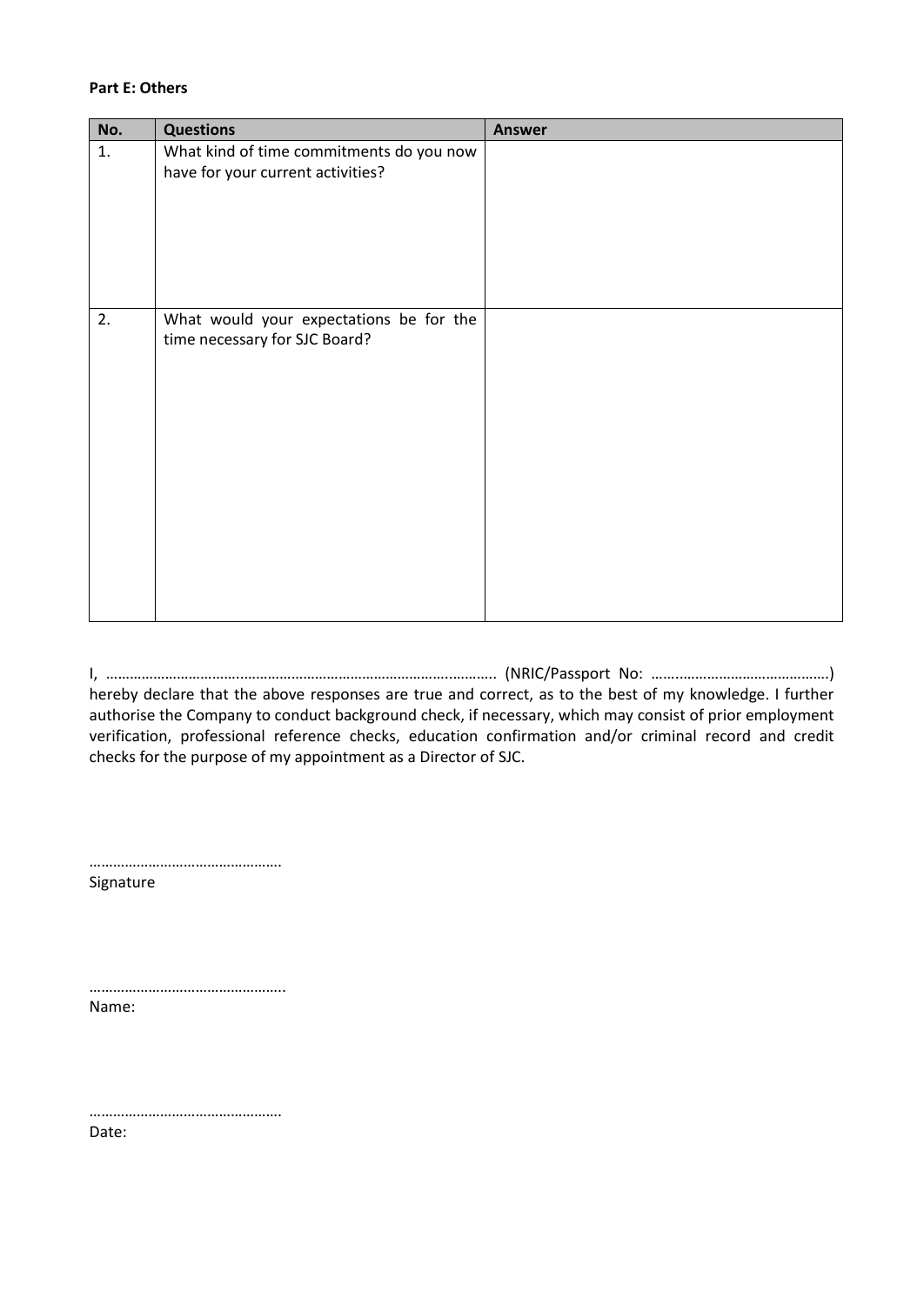**Part E: Others**

| No. | Questions | Answer |
| --- | --- | --- |
| 1. | What kind of time commitments do you now have for your current activities? | |
| 2. | What would your expectations be for the time necessary for SJC Board? | |

I, ……………………………..…………………………………………………..……….. (NRIC/Passport No: ……..………………………………….) hereby declare that the above responses are true and correct, as to the best of my knowledge. I further authorise the Company to conduct background check, if necessary, which may consist of prior employment verification, professional reference checks, education confirmation and/or criminal record and credit checks for the purpose of my appointment as a Director of SJC.

………………………………………….
Signature

…………………………………………..
Name:

………………………………………….
Date: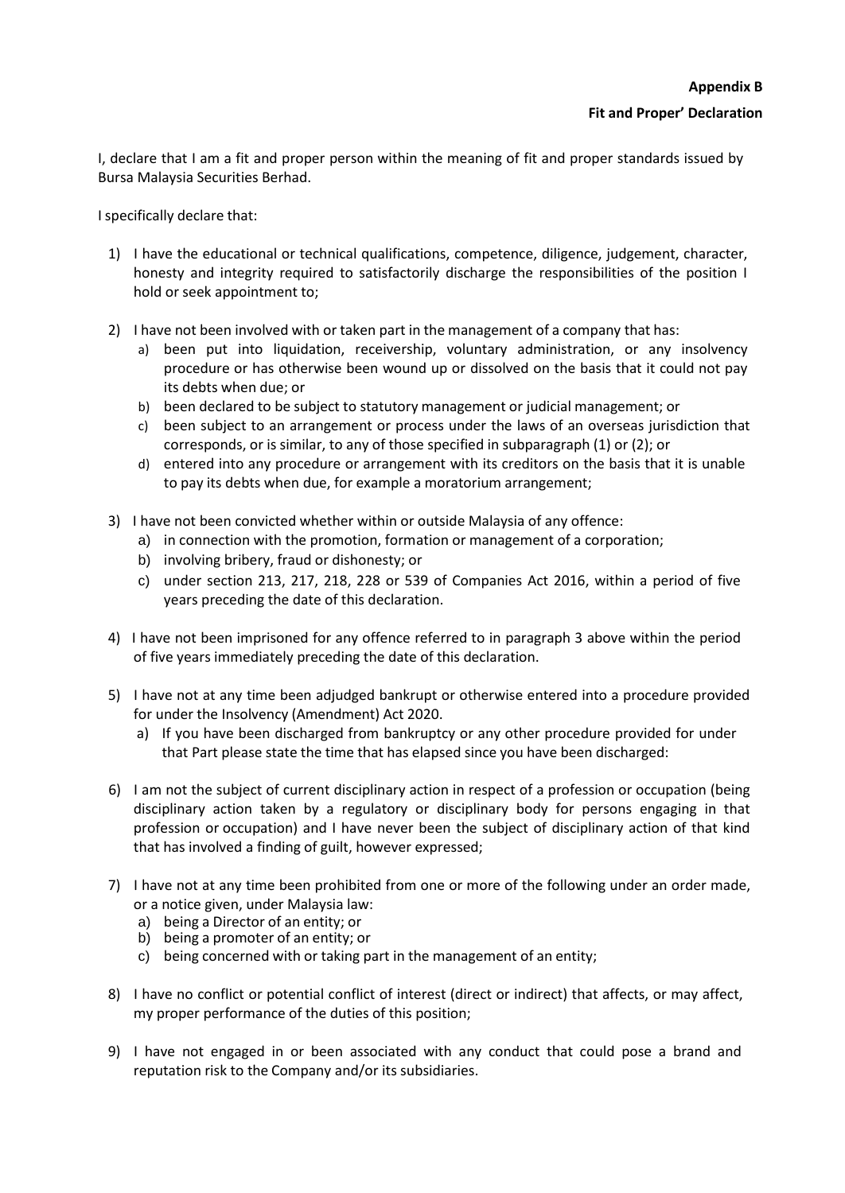**Appendix B**

**Fit and Proper' Declaration**

I, declare that I am a fit and proper person within the meaning of fit and proper standards issued by Bursa Malaysia Securities Berhad.

I specifically declare that:

1) I have the educational or technical qualifications, competence, diligence, judgement, character, honesty and integrity required to satisfactorily discharge the responsibilities of the position I hold or seek appointment to;

2) I have not been involved with or taken part in the management of a company that has:
   a) been put into liquidation, receivership, voluntary administration, or any insolvency procedure or has otherwise been wound up or dissolved on the basis that it could not pay its debts when due; or
   b) been declared to be subject to statutory management or judicial management; or
   c) been subject to an arrangement or process under the laws of an overseas jurisdiction that corresponds, or is similar, to any of those specified in subparagraph (1) or (2); or
   d) entered into any procedure or arrangement with its creditors on the basis that it is unable to pay its debts when due, for example a moratorium arrangement;

3) I have not been convicted whether within or outside Malaysia of any offence:
   a) in connection with the promotion, formation or management of a corporation;
   b) involving bribery, fraud or dishonesty; or
   c) under section 213, 217, 218, 228 or 539 of Companies Act 2016, within a period of five years preceding the date of this declaration.

4) I have not been imprisoned for any offence referred to in paragraph 3 above within the period of five years immediately preceding the date of this declaration.

5) I have not at any time been adjudged bankrupt or otherwise entered into a procedure provided for under the Insolvency (Amendment) Act 2020.
   a) If you have been discharged from bankruptcy or any other procedure provided for under that Part please state the time that has elapsed since you have been discharged:

6) I am not the subject of current disciplinary action in respect of a profession or occupation (being disciplinary action taken by a regulatory or disciplinary body for persons engaging in that profession or occupation) and I have never been the subject of disciplinary action of that kind that has involved a finding of guilt, however expressed;

7) I have not at any time been prohibited from one or more of the following under an order made, or a notice given, under Malaysia law:
   a) being a Director of an entity; or
   b) being a promoter of an entity; or
   c) being concerned with or taking part in the management of an entity;

8) I have no conflict or potential conflict of interest (direct or indirect) that affects, or may affect, my proper performance of the duties of this position;

9) I have not engaged in or been associated with any conduct that could pose a brand and reputation risk to the Company and/or its subsidiaries.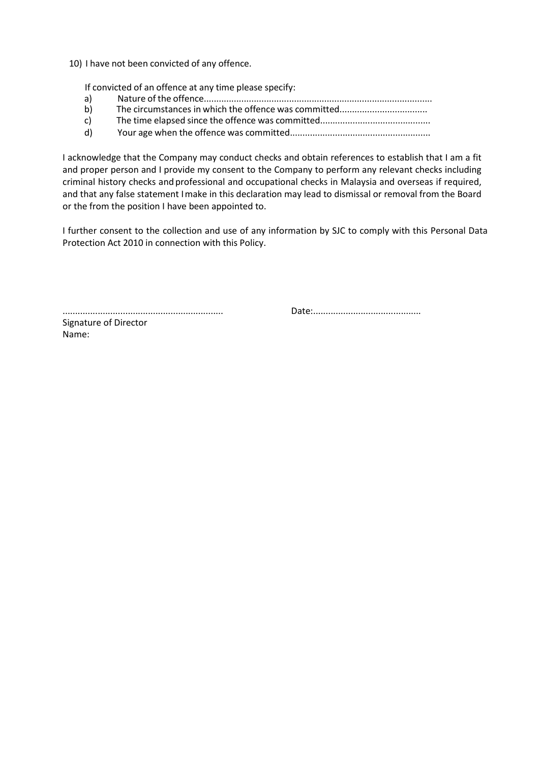10) I have not been convicted of any offence.

If convicted of an offence at any time please specify:

a) Nature of the offence..........................................................................................

b) The circumstances in which the offence was committed...................................

c) The time elapsed since the offence was committed............................................

d) Your age when the offence was committed........................................................

I acknowledge that the Company may conduct checks and obtain references to establish that I am a fit and proper person and I provide my consent to the Company to perform any relevant checks including criminal history checks and professional and occupational checks in Malaysia and overseas if required, and that any false statement I make in this declaration may lead to dismissal or removal from the Board or the from the position I have been appointed to.

I further consent to the collection and use of any information by SJC to comply with this Personal Data Protection Act 2010 in connection with this Policy.

................................................................ Date:...........................................

Signature of Director

Name: